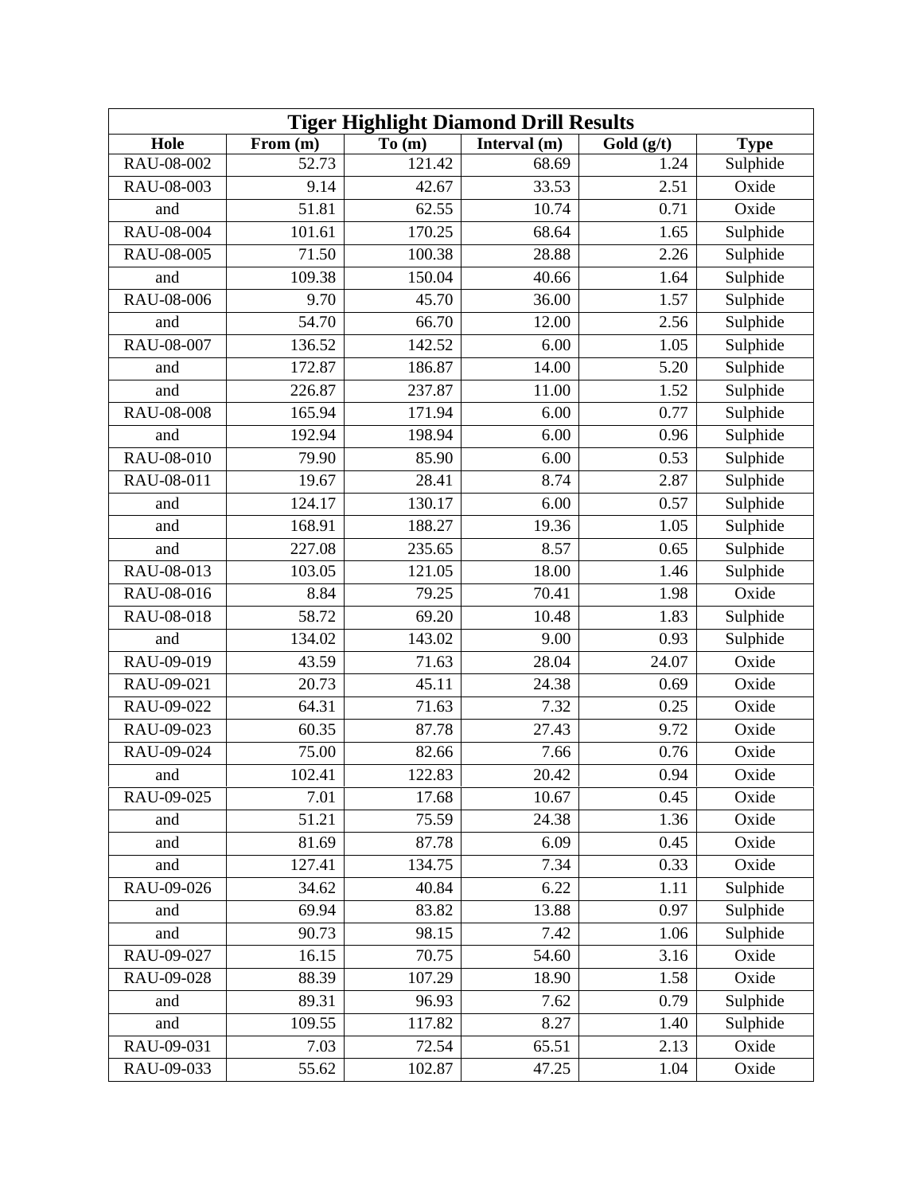| Tiger Highlight Diamond Drill Results | | | | | |
|---|---|---|---|---|---|
| **Hole** | **From (m)** | **To (m)** | **Interval (m)** | **Gold (g/t)** | **Type** |
| RAU-08-002 | 52.73 | 121.42 | 68.69 | 1.24 | Sulphide |
| RAU-08-003 | 9.14 | 42.67 | 33.53 | 2.51 | Oxide |
| and | 51.81 | 62.55 | 10.74 | 0.71 | Oxide |
| RAU-08-004 | 101.61 | 170.25 | 68.64 | 1.65 | Sulphide |
| RAU-08-005 | 71.50 | 100.38 | 28.88 | 2.26 | Sulphide |
| and | 109.38 | 150.04 | 40.66 | 1.64 | Sulphide |
| RAU-08-006 | 9.70 | 45.70 | 36.00 | 1.57 | Sulphide |
| and | 54.70 | 66.70 | 12.00 | 2.56 | Sulphide |
| RAU-08-007 | 136.52 | 142.52 | 6.00 | 1.05 | Sulphide |
| and | 172.87 | 186.87 | 14.00 | 5.20 | Sulphide |
| and | 226.87 | 237.87 | 11.00 | 1.52 | Sulphide |
| RAU-08-008 | 165.94 | 171.94 | 6.00 | 0.77 | Sulphide |
| and | 192.94 | 198.94 | 6.00 | 0.96 | Sulphide |
| RAU-08-010 | 79.90 | 85.90 | 6.00 | 0.53 | Sulphide |
| RAU-08-011 | 19.67 | 28.41 | 8.74 | 2.87 | Sulphide |
| and | 124.17 | 130.17 | 6.00 | 0.57 | Sulphide |
| and | 168.91 | 188.27 | 19.36 | 1.05 | Sulphide |
| and | 227.08 | 235.65 | 8.57 | 0.65 | Sulphide |
| RAU-08-013 | 103.05 | 121.05 | 18.00 | 1.46 | Sulphide |
| RAU-08-016 | 8.84 | 79.25 | 70.41 | 1.98 | Oxide |
| RAU-08-018 | 58.72 | 69.20 | 10.48 | 1.83 | Sulphide |
| and | 134.02 | 143.02 | 9.00 | 0.93 | Sulphide |
| RAU-09-019 | 43.59 | 71.63 | 28.04 | 24.07 | Oxide |
| RAU-09-021 | 20.73 | 45.11 | 24.38 | 0.69 | Oxide |
| RAU-09-022 | 64.31 | 71.63 | 7.32 | 0.25 | Oxide |
| RAU-09-023 | 60.35 | 87.78 | 27.43 | 9.72 | Oxide |
| RAU-09-024 | 75.00 | 82.66 | 7.66 | 0.76 | Oxide |
| and | 102.41 | 122.83 | 20.42 | 0.94 | Oxide |
| RAU-09-025 | 7.01 | 17.68 | 10.67 | 0.45 | Oxide |
| and | 51.21 | 75.59 | 24.38 | 1.36 | Oxide |
| and | 81.69 | 87.78 | 6.09 | 0.45 | Oxide |
| and | 127.41 | 134.75 | 7.34 | 0.33 | Oxide |
| RAU-09-026 | 34.62 | 40.84 | 6.22 | 1.11 | Sulphide |
| and | 69.94 | 83.82 | 13.88 | 0.97 | Sulphide |
| and | 90.73 | 98.15 | 7.42 | 1.06 | Sulphide |
| RAU-09-027 | 16.15 | 70.75 | 54.60 | 3.16 | Oxide |
| RAU-09-028 | 88.39 | 107.29 | 18.90 | 1.58 | Oxide |
| and | 89.31 | 96.93 | 7.62 | 0.79 | Sulphide |
| and | 109.55 | 117.82 | 8.27 | 1.40 | Sulphide |
| RAU-09-031 | 7.03 | 72.54 | 65.51 | 2.13 | Oxide |
| RAU-09-033 | 55.62 | 102.87 | 47.25 | 1.04 | Oxide |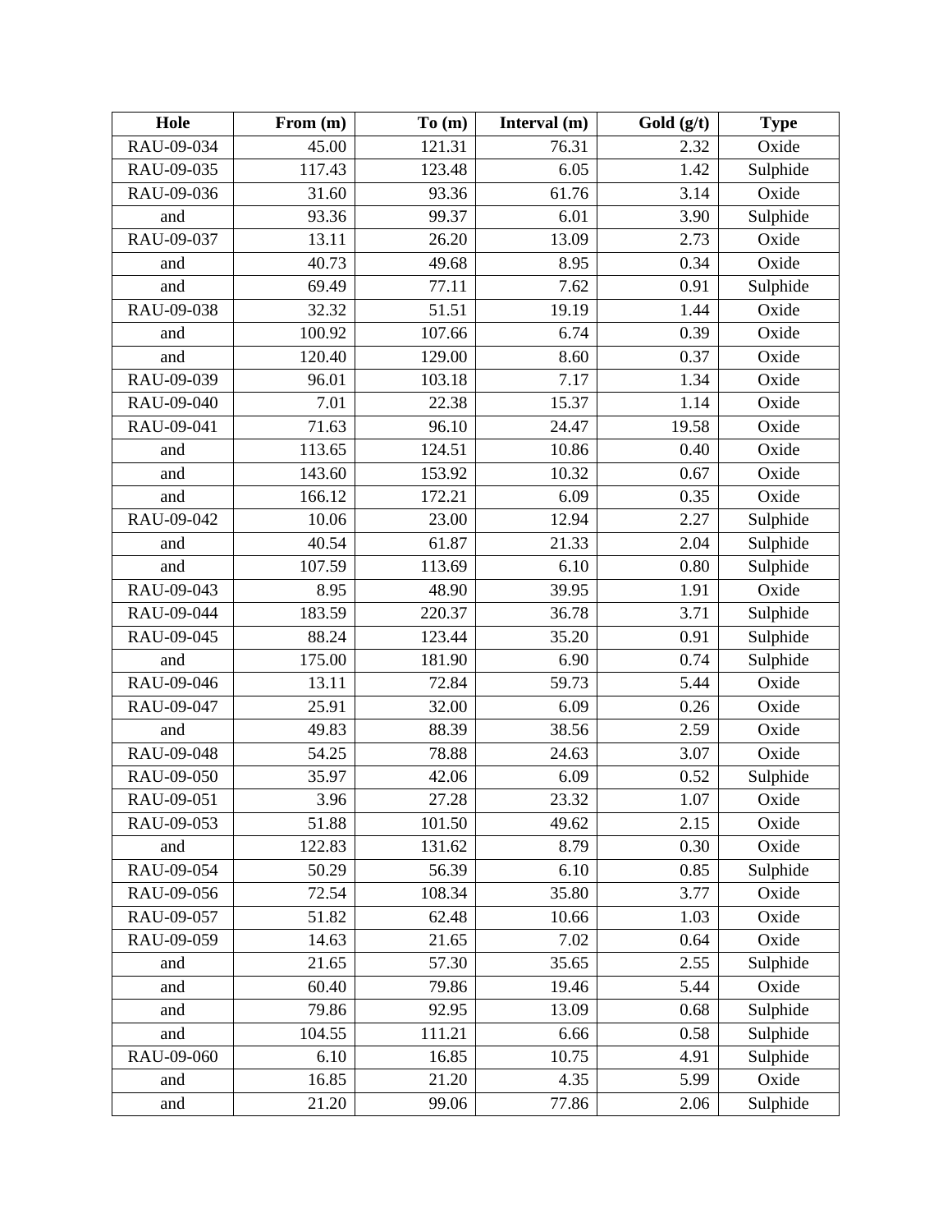| Hole | From (m) | To (m) | Interval (m) | Gold (g/t) | Type |
|---|---|---|---|---|---|
| RAU-09-034 | 45.00 | 121.31 | 76.31 | 2.32 | Oxide |
| RAU-09-035 | 117.43 | 123.48 | 6.05 | 1.42 | Sulphide |
| RAU-09-036 | 31.60 | 93.36 | 61.76 | 3.14 | Oxide |
| and | 93.36 | 99.37 | 6.01 | 3.90 | Sulphide |
| RAU-09-037 | 13.11 | 26.20 | 13.09 | 2.73 | Oxide |
| and | 40.73 | 49.68 | 8.95 | 0.34 | Oxide |
| and | 69.49 | 77.11 | 7.62 | 0.91 | Sulphide |
| RAU-09-038 | 32.32 | 51.51 | 19.19 | 1.44 | Oxide |
| and | 100.92 | 107.66 | 6.74 | 0.39 | Oxide |
| and | 120.40 | 129.00 | 8.60 | 0.37 | Oxide |
| RAU-09-039 | 96.01 | 103.18 | 7.17 | 1.34 | Oxide |
| RAU-09-040 | 7.01 | 22.38 | 15.37 | 1.14 | Oxide |
| RAU-09-041 | 71.63 | 96.10 | 24.47 | 19.58 | Oxide |
| and | 113.65 | 124.51 | 10.86 | 0.40 | Oxide |
| and | 143.60 | 153.92 | 10.32 | 0.67 | Oxide |
| and | 166.12 | 172.21 | 6.09 | 0.35 | Oxide |
| RAU-09-042 | 10.06 | 23.00 | 12.94 | 2.27 | Sulphide |
| and | 40.54 | 61.87 | 21.33 | 2.04 | Sulphide |
| and | 107.59 | 113.69 | 6.10 | 0.80 | Sulphide |
| RAU-09-043 | 8.95 | 48.90 | 39.95 | 1.91 | Oxide |
| RAU-09-044 | 183.59 | 220.37 | 36.78 | 3.71 | Sulphide |
| RAU-09-045 | 88.24 | 123.44 | 35.20 | 0.91 | Sulphide |
| and | 175.00 | 181.90 | 6.90 | 0.74 | Sulphide |
| RAU-09-046 | 13.11 | 72.84 | 59.73 | 5.44 | Oxide |
| RAU-09-047 | 25.91 | 32.00 | 6.09 | 0.26 | Oxide |
| and | 49.83 | 88.39 | 38.56 | 2.59 | Oxide |
| RAU-09-048 | 54.25 | 78.88 | 24.63 | 3.07 | Oxide |
| RAU-09-050 | 35.97 | 42.06 | 6.09 | 0.52 | Sulphide |
| RAU-09-051 | 3.96 | 27.28 | 23.32 | 1.07 | Oxide |
| RAU-09-053 | 51.88 | 101.50 | 49.62 | 2.15 | Oxide |
| and | 122.83 | 131.62 | 8.79 | 0.30 | Oxide |
| RAU-09-054 | 50.29 | 56.39 | 6.10 | 0.85 | Sulphide |
| RAU-09-056 | 72.54 | 108.34 | 35.80 | 3.77 | Oxide |
| RAU-09-057 | 51.82 | 62.48 | 10.66 | 1.03 | Oxide |
| RAU-09-059 | 14.63 | 21.65 | 7.02 | 0.64 | Oxide |
| and | 21.65 | 57.30 | 35.65 | 2.55 | Sulphide |
| and | 60.40 | 79.86 | 19.46 | 5.44 | Oxide |
| and | 79.86 | 92.95 | 13.09 | 0.68 | Sulphide |
| and | 104.55 | 111.21 | 6.66 | 0.58 | Sulphide |
| RAU-09-060 | 6.10 | 16.85 | 10.75 | 4.91 | Sulphide |
| and | 16.85 | 21.20 | 4.35 | 5.99 | Oxide |
| and | 21.20 | 99.06 | 77.86 | 2.06 | Sulphide |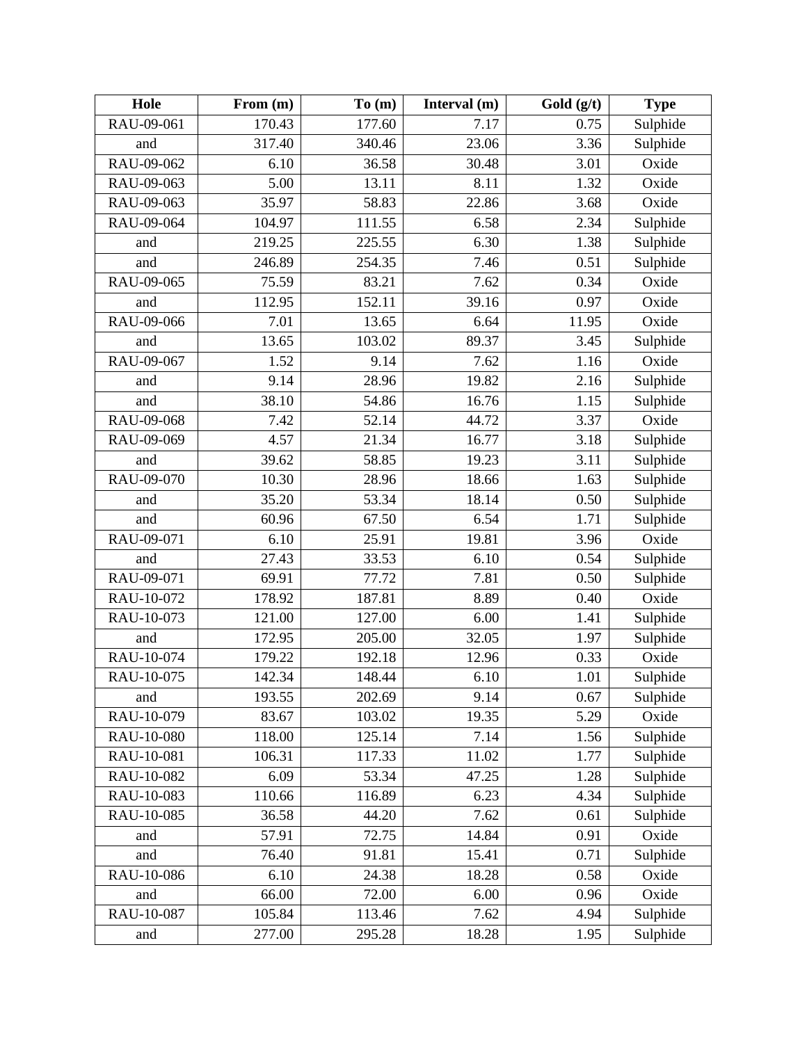| Hole | From (m) | To (m) | Interval (m) | Gold (g/t) | Type |
|---|---|---|---|---|---|
| RAU-09-061 | 170.43 | 177.60 | 7.17 | 0.75 | Sulphide |
| and | 317.40 | 340.46 | 23.06 | 3.36 | Sulphide |
| RAU-09-062 | 6.10 | 36.58 | 30.48 | 3.01 | Oxide |
| RAU-09-063 | 5.00 | 13.11 | 8.11 | 1.32 | Oxide |
| RAU-09-063 | 35.97 | 58.83 | 22.86 | 3.68 | Oxide |
| RAU-09-064 | 104.97 | 111.55 | 6.58 | 2.34 | Sulphide |
| and | 219.25 | 225.55 | 6.30 | 1.38 | Sulphide |
| and | 246.89 | 254.35 | 7.46 | 0.51 | Sulphide |
| RAU-09-065 | 75.59 | 83.21 | 7.62 | 0.34 | Oxide |
| and | 112.95 | 152.11 | 39.16 | 0.97 | Oxide |
| RAU-09-066 | 7.01 | 13.65 | 6.64 | 11.95 | Oxide |
| and | 13.65 | 103.02 | 89.37 | 3.45 | Sulphide |
| RAU-09-067 | 1.52 | 9.14 | 7.62 | 1.16 | Oxide |
| and | 9.14 | 28.96 | 19.82 | 2.16 | Sulphide |
| and | 38.10 | 54.86 | 16.76 | 1.15 | Sulphide |
| RAU-09-068 | 7.42 | 52.14 | 44.72 | 3.37 | Oxide |
| RAU-09-069 | 4.57 | 21.34 | 16.77 | 3.18 | Sulphide |
| and | 39.62 | 58.85 | 19.23 | 3.11 | Sulphide |
| RAU-09-070 | 10.30 | 28.96 | 18.66 | 1.63 | Sulphide |
| and | 35.20 | 53.34 | 18.14 | 0.50 | Sulphide |
| and | 60.96 | 67.50 | 6.54 | 1.71 | Sulphide |
| RAU-09-071 | 6.10 | 25.91 | 19.81 | 3.96 | Oxide |
| and | 27.43 | 33.53 | 6.10 | 0.54 | Sulphide |
| RAU-09-071 | 69.91 | 77.72 | 7.81 | 0.50 | Sulphide |
| RAU-10-072 | 178.92 | 187.81 | 8.89 | 0.40 | Oxide |
| RAU-10-073 | 121.00 | 127.00 | 6.00 | 1.41 | Sulphide |
| and | 172.95 | 205.00 | 32.05 | 1.97 | Sulphide |
| RAU-10-074 | 179.22 | 192.18 | 12.96 | 0.33 | Oxide |
| RAU-10-075 | 142.34 | 148.44 | 6.10 | 1.01 | Sulphide |
| and | 193.55 | 202.69 | 9.14 | 0.67 | Sulphide |
| RAU-10-079 | 83.67 | 103.02 | 19.35 | 5.29 | Oxide |
| RAU-10-080 | 118.00 | 125.14 | 7.14 | 1.56 | Sulphide |
| RAU-10-081 | 106.31 | 117.33 | 11.02 | 1.77 | Sulphide |
| RAU-10-082 | 6.09 | 53.34 | 47.25 | 1.28 | Sulphide |
| RAU-10-083 | 110.66 | 116.89 | 6.23 | 4.34 | Sulphide |
| RAU-10-085 | 36.58 | 44.20 | 7.62 | 0.61 | Sulphide |
| and | 57.91 | 72.75 | 14.84 | 0.91 | Oxide |
| and | 76.40 | 91.81 | 15.41 | 0.71 | Sulphide |
| RAU-10-086 | 6.10 | 24.38 | 18.28 | 0.58 | Oxide |
| and | 66.00 | 72.00 | 6.00 | 0.96 | Oxide |
| RAU-10-087 | 105.84 | 113.46 | 7.62 | 4.94 | Sulphide |
| and | 277.00 | 295.28 | 18.28 | 1.95 | Sulphide |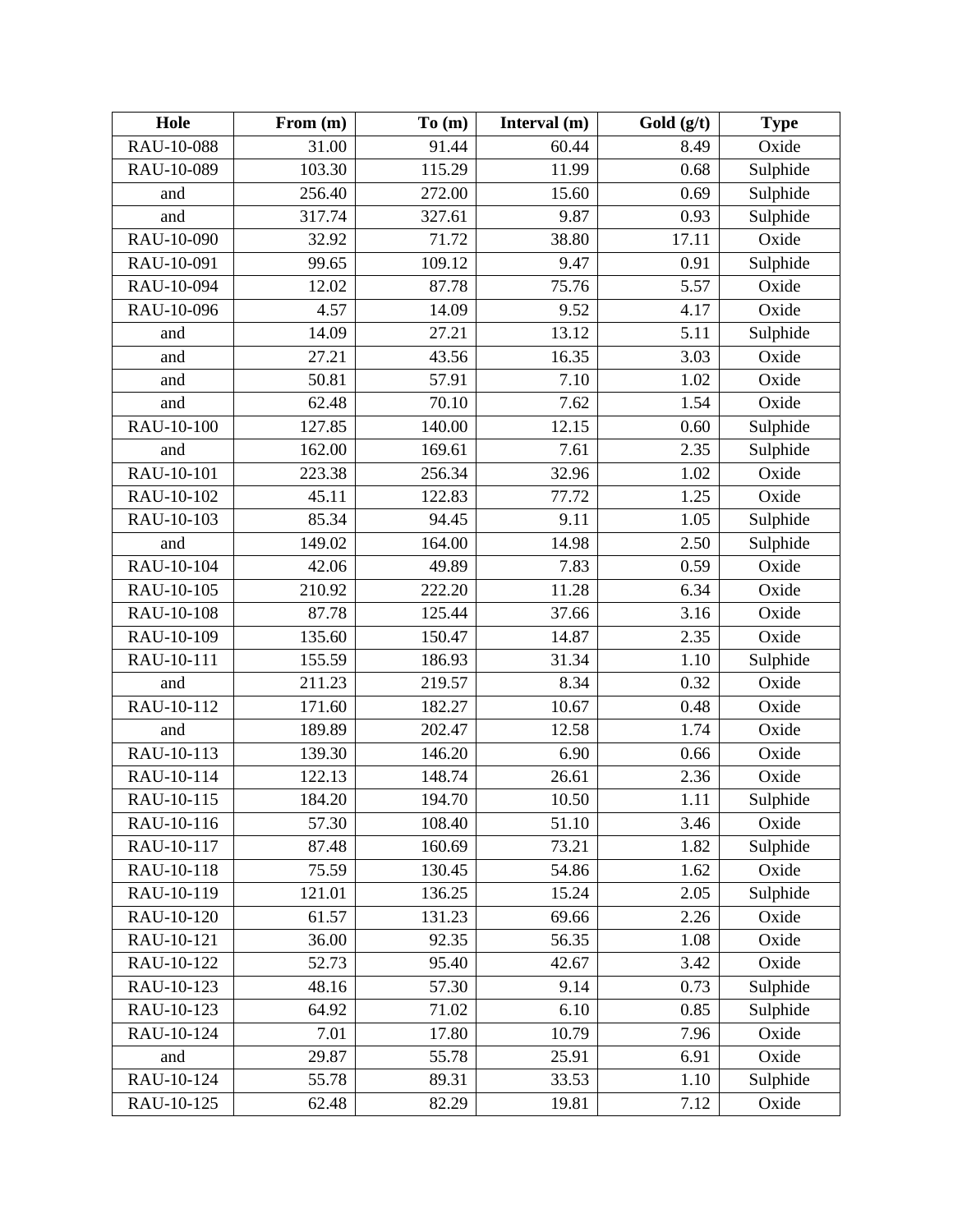| Hole | From (m) | To (m) | Interval (m) | Gold (g/t) | Type |
| --- | --- | --- | --- | --- | --- |
| RAU-10-088 | 31.00 | 91.44 | 60.44 | 8.49 | Oxide |
| RAU-10-089 | 103.30 | 115.29 | 11.99 | 0.68 | Sulphide |
| and | 256.40 | 272.00 | 15.60 | 0.69 | Sulphide |
| and | 317.74 | 327.61 | 9.87 | 0.93 | Sulphide |
| RAU-10-090 | 32.92 | 71.72 | 38.80 | 17.11 | Oxide |
| RAU-10-091 | 99.65 | 109.12 | 9.47 | 0.91 | Sulphide |
| RAU-10-094 | 12.02 | 87.78 | 75.76 | 5.57 | Oxide |
| RAU-10-096 | 4.57 | 14.09 | 9.52 | 4.17 | Oxide |
| and | 14.09 | 27.21 | 13.12 | 5.11 | Sulphide |
| and | 27.21 | 43.56 | 16.35 | 3.03 | Oxide |
| and | 50.81 | 57.91 | 7.10 | 1.02 | Oxide |
| and | 62.48 | 70.10 | 7.62 | 1.54 | Oxide |
| RAU-10-100 | 127.85 | 140.00 | 12.15 | 0.60 | Sulphide |
| and | 162.00 | 169.61 | 7.61 | 2.35 | Sulphide |
| RAU-10-101 | 223.38 | 256.34 | 32.96 | 1.02 | Oxide |
| RAU-10-102 | 45.11 | 122.83 | 77.72 | 1.25 | Oxide |
| RAU-10-103 | 85.34 | 94.45 | 9.11 | 1.05 | Sulphide |
| and | 149.02 | 164.00 | 14.98 | 2.50 | Sulphide |
| RAU-10-104 | 42.06 | 49.89 | 7.83 | 0.59 | Oxide |
| RAU-10-105 | 210.92 | 222.20 | 11.28 | 6.34 | Oxide |
| RAU-10-108 | 87.78 | 125.44 | 37.66 | 3.16 | Oxide |
| RAU-10-109 | 135.60 | 150.47 | 14.87 | 2.35 | Oxide |
| RAU-10-111 | 155.59 | 186.93 | 31.34 | 1.10 | Sulphide |
| and | 211.23 | 219.57 | 8.34 | 0.32 | Oxide |
| RAU-10-112 | 171.60 | 182.27 | 10.67 | 0.48 | Oxide |
| and | 189.89 | 202.47 | 12.58 | 1.74 | Oxide |
| RAU-10-113 | 139.30 | 146.20 | 6.90 | 0.66 | Oxide |
| RAU-10-114 | 122.13 | 148.74 | 26.61 | 2.36 | Oxide |
| RAU-10-115 | 184.20 | 194.70 | 10.50 | 1.11 | Sulphide |
| RAU-10-116 | 57.30 | 108.40 | 51.10 | 3.46 | Oxide |
| RAU-10-117 | 87.48 | 160.69 | 73.21 | 1.82 | Sulphide |
| RAU-10-118 | 75.59 | 130.45 | 54.86 | 1.62 | Oxide |
| RAU-10-119 | 121.01 | 136.25 | 15.24 | 2.05 | Sulphide |
| RAU-10-120 | 61.57 | 131.23 | 69.66 | 2.26 | Oxide |
| RAU-10-121 | 36.00 | 92.35 | 56.35 | 1.08 | Oxide |
| RAU-10-122 | 52.73 | 95.40 | 42.67 | 3.42 | Oxide |
| RAU-10-123 | 48.16 | 57.30 | 9.14 | 0.73 | Sulphide |
| RAU-10-123 | 64.92 | 71.02 | 6.10 | 0.85 | Sulphide |
| RAU-10-124 | 7.01 | 17.80 | 10.79 | 7.96 | Oxide |
| and | 29.87 | 55.78 | 25.91 | 6.91 | Oxide |
| RAU-10-124 | 55.78 | 89.31 | 33.53 | 1.10 | Sulphide |
| RAU-10-125 | 62.48 | 82.29 | 19.81 | 7.12 | Oxide |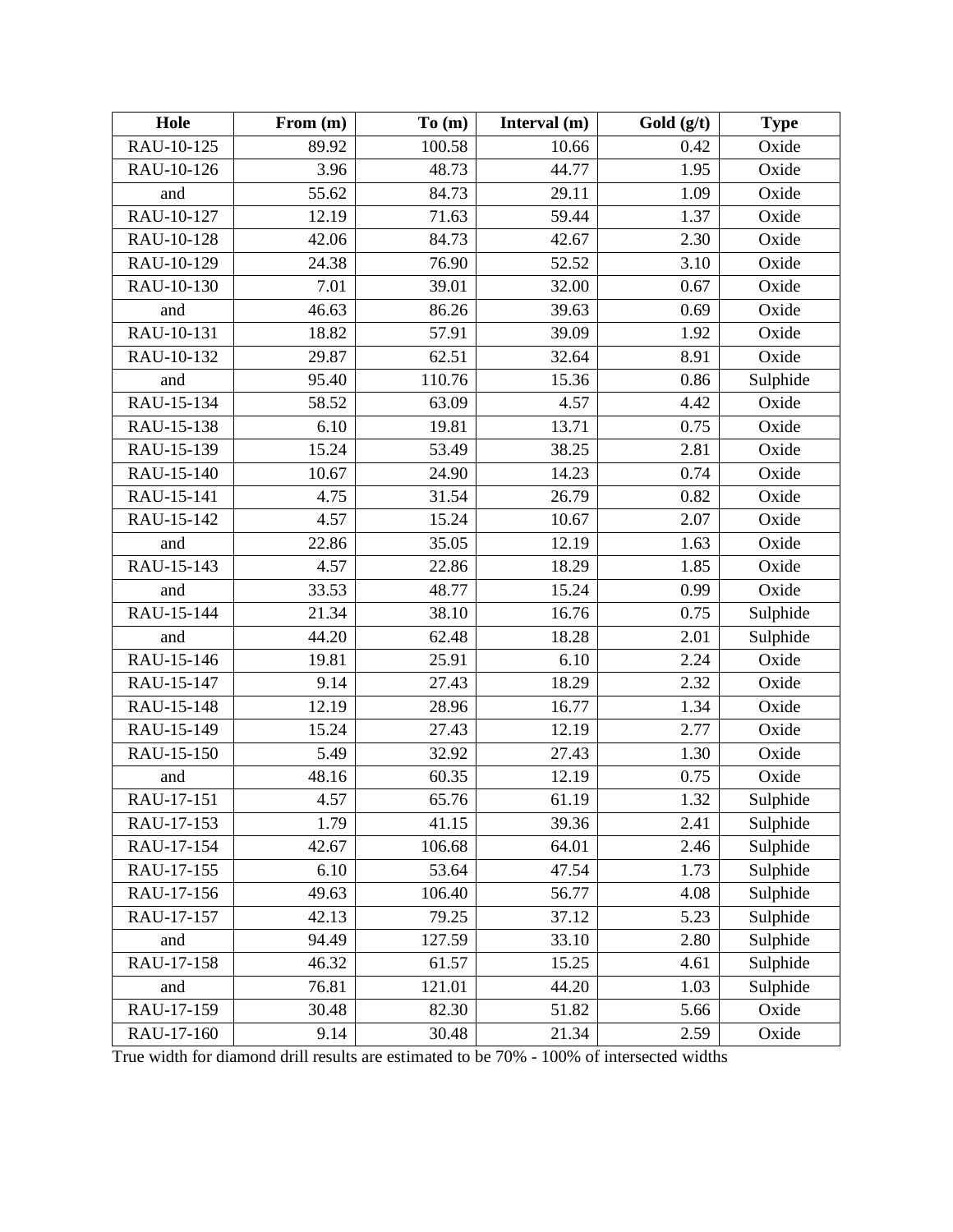| Hole | From (m) | To (m) | Interval (m) | Gold (g/t) | Type |
|---|---|---|---|---|---|
| RAU-10-125 | 89.92 | 100.58 | 10.66 | 0.42 | Oxide |
| RAU-10-126 | 3.96 | 48.73 | 44.77 | 1.95 | Oxide |
| and | 55.62 | 84.73 | 29.11 | 1.09 | Oxide |
| RAU-10-127 | 12.19 | 71.63 | 59.44 | 1.37 | Oxide |
| RAU-10-128 | 42.06 | 84.73 | 42.67 | 2.30 | Oxide |
| RAU-10-129 | 24.38 | 76.90 | 52.52 | 3.10 | Oxide |
| RAU-10-130 | 7.01 | 39.01 | 32.00 | 0.67 | Oxide |
| and | 46.63 | 86.26 | 39.63 | 0.69 | Oxide |
| RAU-10-131 | 18.82 | 57.91 | 39.09 | 1.92 | Oxide |
| RAU-10-132 | 29.87 | 62.51 | 32.64 | 8.91 | Oxide |
| and | 95.40 | 110.76 | 15.36 | 0.86 | Sulphide |
| RAU-15-134 | 58.52 | 63.09 | 4.57 | 4.42 | Oxide |
| RAU-15-138 | 6.10 | 19.81 | 13.71 | 0.75 | Oxide |
| RAU-15-139 | 15.24 | 53.49 | 38.25 | 2.81 | Oxide |
| RAU-15-140 | 10.67 | 24.90 | 14.23 | 0.74 | Oxide |
| RAU-15-141 | 4.75 | 31.54 | 26.79 | 0.82 | Oxide |
| RAU-15-142 | 4.57 | 15.24 | 10.67 | 2.07 | Oxide |
| and | 22.86 | 35.05 | 12.19 | 1.63 | Oxide |
| RAU-15-143 | 4.57 | 22.86 | 18.29 | 1.85 | Oxide |
| and | 33.53 | 48.77 | 15.24 | 0.99 | Oxide |
| RAU-15-144 | 21.34 | 38.10 | 16.76 | 0.75 | Sulphide |
| and | 44.20 | 62.48 | 18.28 | 2.01 | Sulphide |
| RAU-15-146 | 19.81 | 25.91 | 6.10 | 2.24 | Oxide |
| RAU-15-147 | 9.14 | 27.43 | 18.29 | 2.32 | Oxide |
| RAU-15-148 | 12.19 | 28.96 | 16.77 | 1.34 | Oxide |
| RAU-15-149 | 15.24 | 27.43 | 12.19 | 2.77 | Oxide |
| RAU-15-150 | 5.49 | 32.92 | 27.43 | 1.30 | Oxide |
| and | 48.16 | 60.35 | 12.19 | 0.75 | Oxide |
| RAU-17-151 | 4.57 | 65.76 | 61.19 | 1.32 | Sulphide |
| RAU-17-153 | 1.79 | 41.15 | 39.36 | 2.41 | Sulphide |
| RAU-17-154 | 42.67 | 106.68 | 64.01 | 2.46 | Sulphide |
| RAU-17-155 | 6.10 | 53.64 | 47.54 | 1.73 | Sulphide |
| RAU-17-156 | 49.63 | 106.40 | 56.77 | 4.08 | Sulphide |
| RAU-17-157 | 42.13 | 79.25 | 37.12 | 5.23 | Sulphide |
| and | 94.49 | 127.59 | 33.10 | 2.80 | Sulphide |
| RAU-17-158 | 46.32 | 61.57 | 15.25 | 4.61 | Sulphide |
| and | 76.81 | 121.01 | 44.20 | 1.03 | Sulphide |
| RAU-17-159 | 30.48 | 82.30 | 51.82 | 5.66 | Oxide |
| RAU-17-160 | 9.14 | 30.48 | 21.34 | 2.59 | Oxide |

True width for diamond drill results are estimated to be 70% - 100% of intersected widths